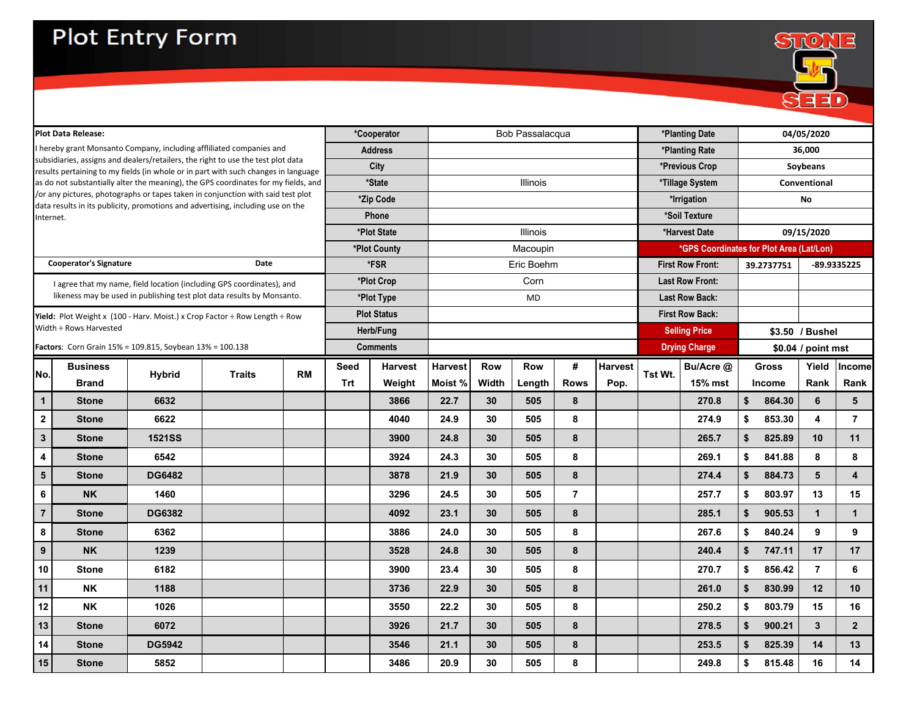# Plot Entry Form

STONE SEED

**Plot Data Release:**

I hereby grant Monsanto Company, including affiliated companies and subsidiaries, assigns and dealers/retailers, the right to use the test plot data results pertaining to my fields (in whole or in part with such changes in language as do not substantially alter the meaning), the GPS coordinates for my fields, and /or any pictures, photographs or tapes taken in conjunction with said test plot data results in its publicity, promotions and advertising, including use on the Internet.

**Cooperator's Signature** **Date**

I agree that my name, field location (including GPS coordinates), and likeness may be used in publishing test plot data results by Monsanto.

**Yield:** Plot Weight x (100 - Harv. Moist.) x Crop Factor ÷ Row Length ÷ Row Width ÷ Rows Harvested

**Factors**: Corn Grain 15% = 109.815, Soybean 13% = 100.138

| Field | Value |
|---|---|
| *Cooperator | Bob Passalacqua |
| Address | |
| City | |
| *State | Illinois |
| *Zip Code | |
| Phone | |
| *Plot State | Illinois |
| *Plot County | Macoupin |
| *FSR | Eric Boehm |
| *Plot Crop | Corn |
| *Plot Type | MD |
| Plot Status | |
| Herb/Fung | |
| Comments | |

| Field | Value | |
|---|---|---|
| *Planting Date | 04/05/2020 | |
| *Planting Rate | 36,000 | |
| *Previous Crop | Soybeans | |
| *Tillage System | Conventional | |
| *Irrigation | No | |
| *Soil Texture | | |
| *Harvest Date | 09/15/2020 | |
| *GPS Coordinates for Plot Area (Lat/Lon) | | |
| First Row Front: | 39.2737751 | -89.9335225 |
| Last Row Front: | | |
| Last Row Back: | | |
| First Row Back: | | |
| Selling Price | $3.50 / Bushel | |
| Drying Charge | $0.04 / point mst | |

| No. | Business Brand | Hybrid | Traits | RM | Seed Trt | Harvest Weight | Harvest Moist % | Row Width | Row Length | # Rows | Harvest Pop. | Tst Wt. | Bu/Acre @ 15% mst | Gross Income | Yield Rank | Income Rank |
|---|---|---|---|---|---|---|---|---|---|---|---|---|---|---|---|---|
| 1 | Stone | 6632 | | | | 3866 | 22.7 | 30 | 505 | 8 | | | 270.8 | $ 864.30 | 6 | 5 |
| 2 | Stone | 6622 | | | | 4040 | 24.9 | 30 | 505 | 8 | | | 274.9 | $ 853.30 | 4 | 7 |
| 3 | Stone | 1521SS | | | | 3900 | 24.8 | 30 | 505 | 8 | | | 265.7 | $ 825.89 | 10 | 11 |
| 4 | Stone | 6542 | | | | 3924 | 24.3 | 30 | 505 | 8 | | | 269.1 | $ 841.88 | 8 | 8 |
| 5 | Stone | DG6482 | | | | 3878 | 21.9 | 30 | 505 | 8 | | | 274.4 | $ 884.73 | 5 | 4 |
| 6 | NK | 1460 | | | | 3296 | 24.5 | 30 | 505 | 7 | | | 257.7 | $ 803.97 | 13 | 15 |
| 7 | Stone | DG6382 | | | | 4092 | 23.1 | 30 | 505 | 8 | | | 285.1 | $ 905.53 | 1 | 1 |
| 8 | Stone | 6362 | | | | 3886 | 24.0 | 30 | 505 | 8 | | | 267.6 | $ 840.24 | 9 | 9 |
| 9 | NK | 1239 | | | | 3528 | 24.8 | 30 | 505 | 8 | | | 240.4 | $ 747.11 | 17 | 17 |
| 10 | Stone | 6182 | | | | 3900 | 23.4 | 30 | 505 | 8 | | | 270.7 | $ 856.42 | 7 | 6 |
| 11 | NK | 1188 | | | | 3736 | 22.9 | 30 | 505 | 8 | | | 261.0 | $ 830.99 | 12 | 10 |
| 12 | NK | 1026 | | | | 3550 | 22.2 | 30 | 505 | 8 | | | 250.2 | $ 803.79 | 15 | 16 |
| 13 | Stone | 6072 | | | | 3926 | 21.7 | 30 | 505 | 8 | | | 278.5 | $ 900.21 | 3 | 2 |
| 14 | Stone | DG5942 | | | | 3546 | 21.1 | 30 | 505 | 8 | | | 253.5 | $ 825.39 | 14 | 13 |
| 15 | Stone | 5852 | | | | 3486 | 20.9 | 30 | 505 | 8 | | | 249.8 | $ 815.48 | 16 | 14 |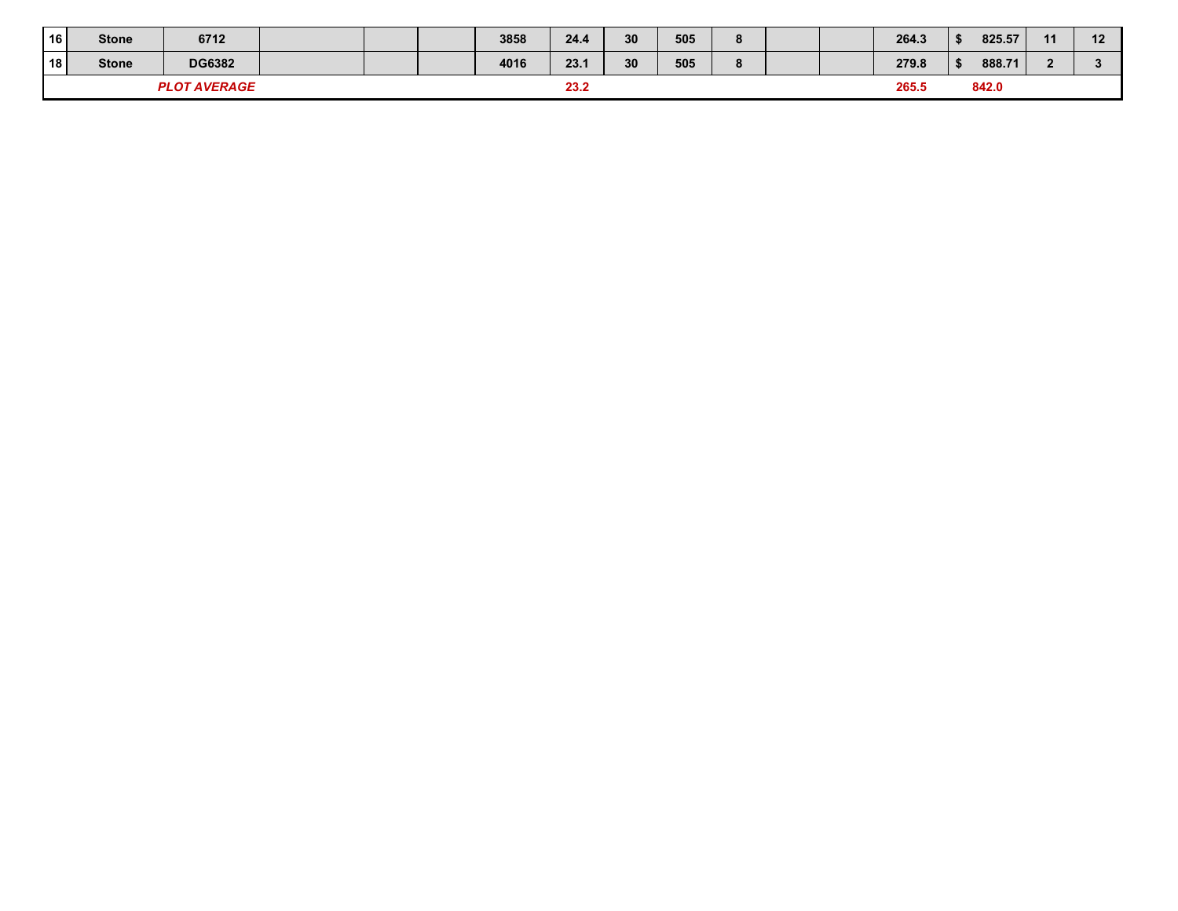| | | | | | | | | | | | | | | | | |
|---|---|---|---|---|---|---|---|---|---|---|---|---|---|---|---|---|
| 16 | Stone | 6712 | | | | 3858 | 24.4 | 30 | 505 | 8 | | | 264.3 | $ 825.57 | 11 | 12 |
| 18 | Stone | DG6382 | | | | 4016 | 23.1 | 30 | 505 | 8 | | | 279.8 | $ 888.71 | 2 | 3 |
| | ***PLOT AVERAGE*** | | | | | | **23.2** | | | | | | **265.5** | **842.0** | | |